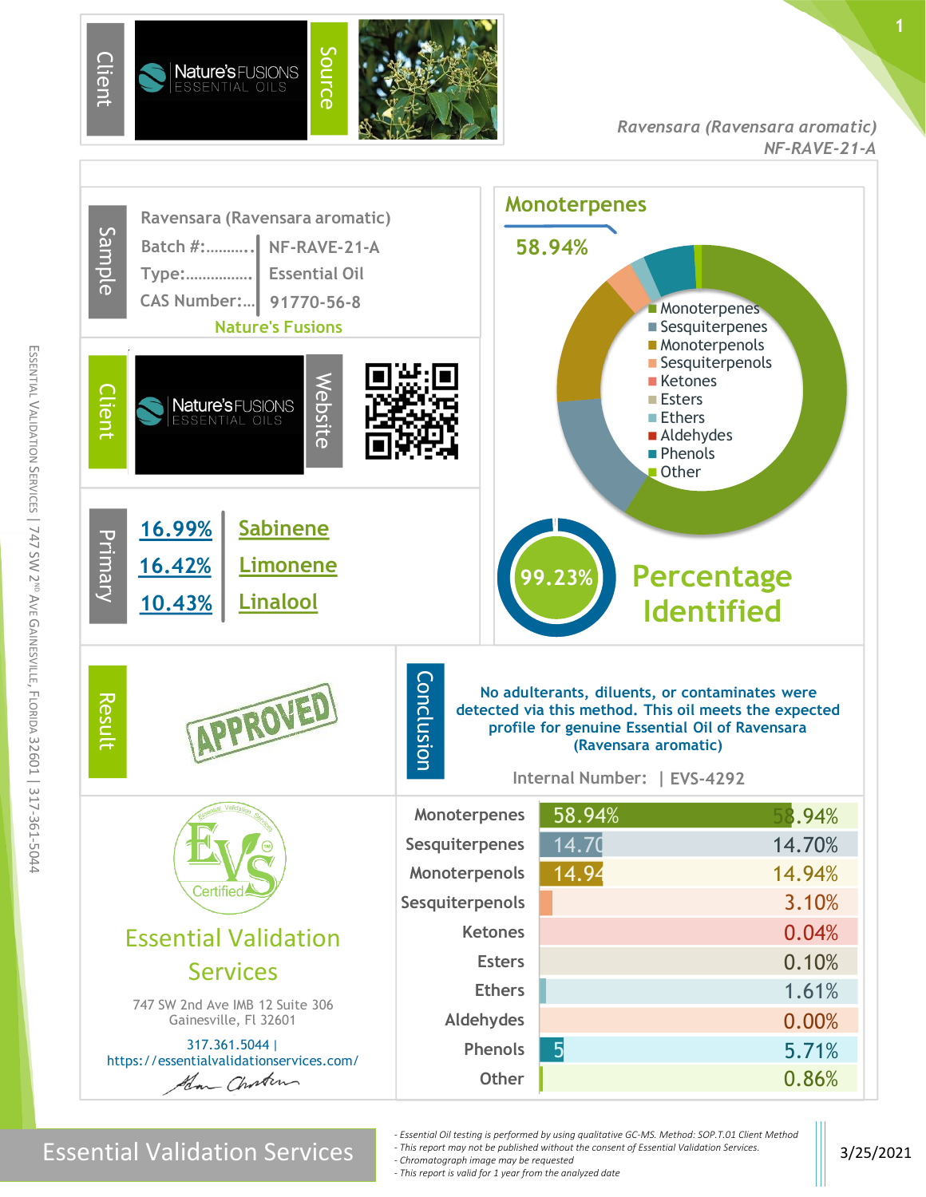Client

Nature's FUSIONS ESSENTIAL OILS

Source

*Ravensara (Ravensara aromatic)*
*NF-RAVE-21-A*

## Sample

Ravensara (Ravensara aromatic)

| | |
|---|---|
| Batch #: | NF-RAVE-21-A |
| Type: | Essential Oil |
| CAS Number: | 91770-56-8 |

Nature's Fusions

## Client

Nature's FUSIONS ESSENTIAL OILS

Website

## Primary

| | |
|---|---|
| 16.99% | Sabinene |
| 16.42% | Limonene |
| 10.43% | Linalool |

## Monoterpenes

58.94%

Monoterpenes
Sesquiterpenes
Monoterpenols
Sesquiterpenols
Ketones
Esters
Ethers
Aldehydes
Phenols
Other

99.23%

## Percentage Identified

## Result

APPROVED

## Conclusion

No adulterants, diluents, or contaminates were detected via this method. This oil meets the expected profile for genuine Essential Oil of Ravensara (Ravensara aromatic)

Internal Number: | EVS-4292

EVS Certified

## Essential Validation Services

747 SW 2nd Ave IMB 12 Suite 306
Gainesville, Fl 32601

317.361.5044 |
https://essentialvalidationservices.com/

| | |
|---|---|
| Monoterpenes | 58.94% |
| Sesquiterpenes | 14.70% |
| Monoterpenols | 14.94% |
| Sesquiterpenols | 3.10% |
| Ketones | 0.04% |
| Esters | 0.10% |
| Ethers | 1.61% |
| Aldehydes | 0.00% |
| Phenols | 5.71% |
| Other | 0.86% |

Essential Validation Services

*- Essential Oil testing is performed by using qualitative GC-MS. Method: SOP.T.01 Client Method*
*- This report may not be published without the consent of Essential Validation Services.*
*- Chromatograph image may be requested*
*- This report is valid for 1 year from the analyzed date*

3/25/2021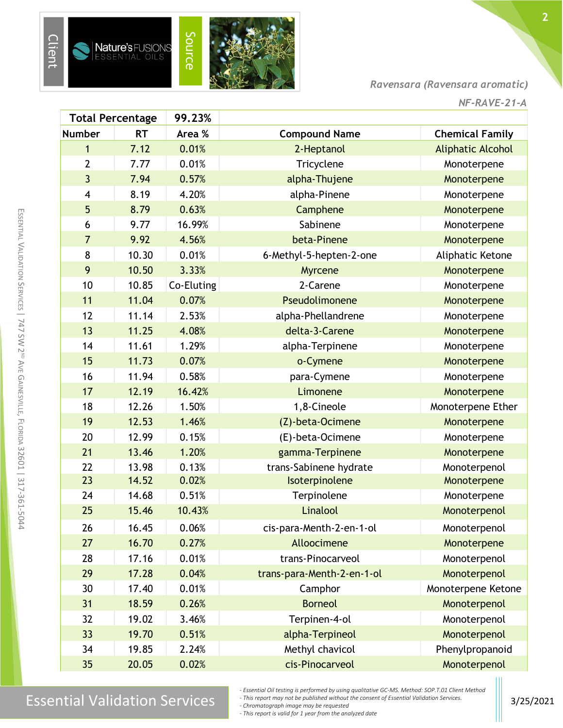Client

Nature's FUSIONS ESSENTIAL OILS

Source

*Ravensara (Ravensara aromatic)*

*NF-RAVE-21-A*

| Total Percentage | | 99.23% | | |
|---|---|---|---|---|
| **Number** | **RT** | **Area %** | **Compound Name** | **Chemical Family** |
| 1 | 7.12 | 0.01% | 2-Heptanol | Aliphatic Alcohol |
| 2 | 7.77 | 0.01% | Tricyclene | Monoterpene |
| 3 | 7.94 | 0.57% | alpha-Thujene | Monoterpene |
| 4 | 8.19 | 4.20% | alpha-Pinene | Monoterpene |
| 5 | 8.79 | 0.63% | Camphene | Monoterpene |
| 6 | 9.77 | 16.99% | Sabinene | Monoterpene |
| 7 | 9.92 | 4.56% | beta-Pinene | Monoterpene |
| 8 | 10.30 | 0.01% | 6-Methyl-5-hepten-2-one | Aliphatic Ketone |
| 9 | 10.50 | 3.33% | Myrcene | Monoterpene |
| 10 | 10.85 | Co-Eluting | 2-Carene | Monoterpene |
| 11 | 11.04 | 0.07% | Pseudolimonene | Monoterpene |
| 12 | 11.14 | 2.53% | alpha-Phellandrene | Monoterpene |
| 13 | 11.25 | 4.08% | delta-3-Carene | Monoterpene |
| 14 | 11.61 | 1.29% | alpha-Terpinene | Monoterpene |
| 15 | 11.73 | 0.07% | o-Cymene | Monoterpene |
| 16 | 11.94 | 0.58% | para-Cymene | Monoterpene |
| 17 | 12.19 | 16.42% | Limonene | Monoterpene |
| 18 | 12.26 | 1.50% | 1,8-Cineole | Monoterpene Ether |
| 19 | 12.53 | 1.46% | (Z)-beta-Ocimene | Monoterpene |
| 20 | 12.99 | 0.15% | (E)-beta-Ocimene | Monoterpene |
| 21 | 13.46 | 1.20% | gamma-Terpinene | Monoterpene |
| 22 | 13.98 | 0.13% | trans-Sabinene hydrate | Monoterpenol |
| 23 | 14.52 | 0.02% | Isoterpinolene | Monoterpene |
| 24 | 14.68 | 0.51% | Terpinolene | Monoterpene |
| 25 | 15.46 | 10.43% | Linalool | Monoterpenol |
| 26 | 16.45 | 0.06% | cis-para-Menth-2-en-1-ol | Monoterpenol |
| 27 | 16.70 | 0.27% | Allocimene | Monoterpene |
| 28 | 17.16 | 0.01% | trans-Pinocarveol | Monoterpenol |
| 29 | 17.28 | 0.04% | trans-para-Menth-2-en-1-ol | Monoterpenol |
| 30 | 17.40 | 0.01% | Camphor | Monoterpene Ketone |
| 31 | 18.59 | 0.26% | Borneol | Monoterpenol |
| 32 | 19.02 | 3.46% | Terpinen-4-ol | Monoterpenol |
| 33 | 19.70 | 0.51% | alpha-Terpineol | Monoterpenol |
| 34 | 19.85 | 2.24% | Methyl chavicol | Phenylpropanoid |
| 35 | 20.05 | 0.02% | cis-Pinocarveol | Monoterpenol |

Essential Validation Services | 747 SW 2nd Ave Gainesville, Florida 32601 | 317-361-5044

Essential Validation Services

- *Essential Oil testing is performed by using qualitative GC-MS. Method: SOP.T.01 Client Method*
- *This report may not be published without the consent of Essential Validation Services.*
- *Chromatograph image may be requested*
- *This report is valid for 1 year from the analyzed date*

3/25/2021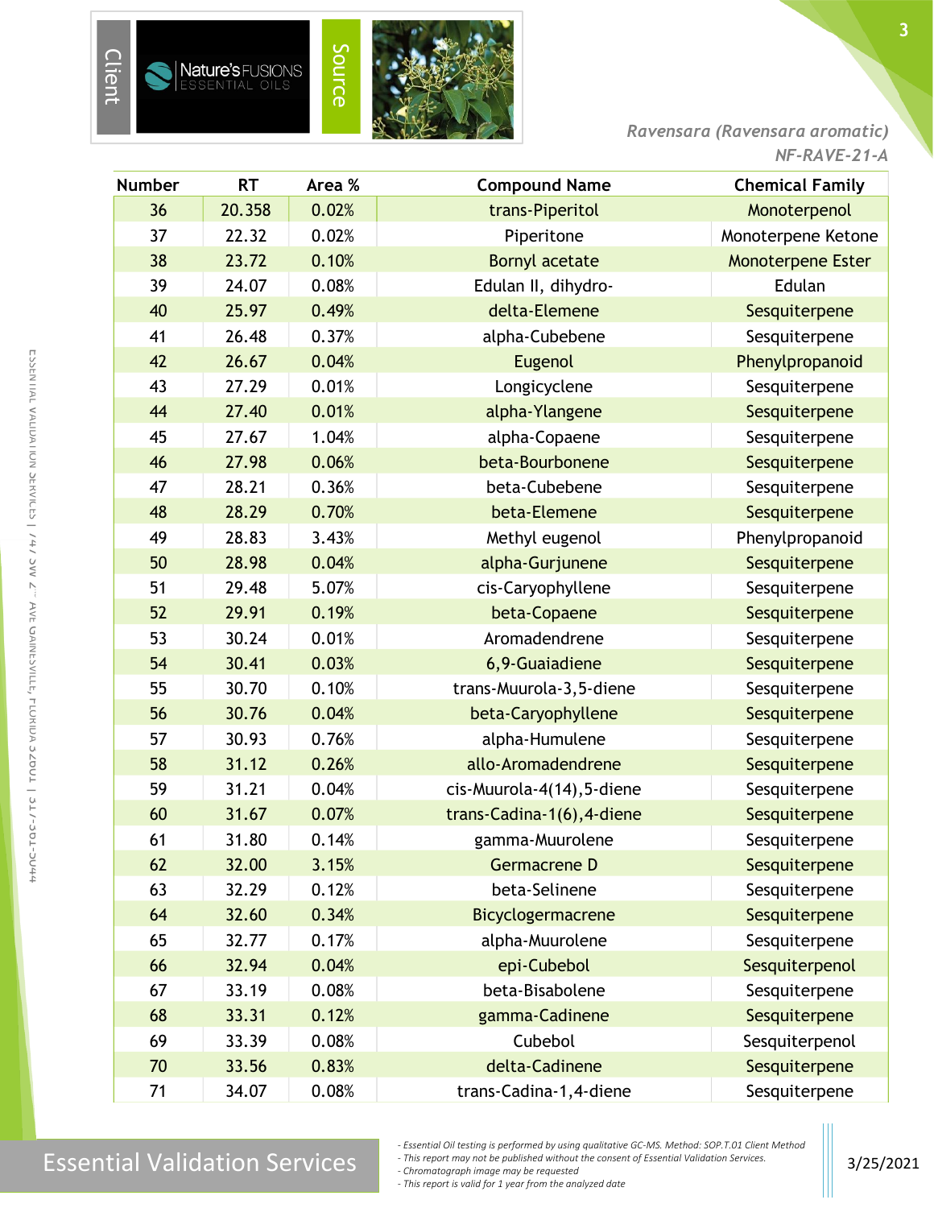Client Nature's FUSIONS ESSENTIAL OILS Source

*Ravensara (Ravensara aromatic)*
*NF-RAVE-21-A*

| Number | RT | Area % | Compound Name | Chemical Family |
|---|---|---|---|---|
| 36 | 20.358 | 0.02% | trans-Piperitol | Monoterpenol |
| 37 | 22.32 | 0.02% | Piperitone | Monoterpene Ketone |
| 38 | 23.72 | 0.10% | Bornyl acetate | Monoterpene Ester |
| 39 | 24.07 | 0.08% | Edulan II, dihydro- | Edulan |
| 40 | 25.97 | 0.49% | delta-Elemene | Sesquiterpene |
| 41 | 26.48 | 0.37% | alpha-Cubebene | Sesquiterpene |
| 42 | 26.67 | 0.04% | Eugenol | Phenylpropanoid |
| 43 | 27.29 | 0.01% | Longicyclene | Sesquiterpene |
| 44 | 27.40 | 0.01% | alpha-Ylangene | Sesquiterpene |
| 45 | 27.67 | 1.04% | alpha-Copaene | Sesquiterpene |
| 46 | 27.98 | 0.06% | beta-Bourbonene | Sesquiterpene |
| 47 | 28.21 | 0.36% | beta-Cubebene | Sesquiterpene |
| 48 | 28.29 | 0.70% | beta-Elemene | Sesquiterpene |
| 49 | 28.83 | 3.43% | Methyl eugenol | Phenylpropanoid |
| 50 | 28.98 | 0.04% | alpha-Gurjunene | Sesquiterpene |
| 51 | 29.48 | 5.07% | cis-Caryophyllene | Sesquiterpene |
| 52 | 29.91 | 0.19% | beta-Copaene | Sesquiterpene |
| 53 | 30.24 | 0.01% | Aromadendrene | Sesquiterpene |
| 54 | 30.41 | 0.03% | 6,9-Guaiadiene | Sesquiterpene |
| 55 | 30.70 | 0.10% | trans-Muurola-3,5-diene | Sesquiterpene |
| 56 | 30.76 | 0.04% | beta-Caryophyllene | Sesquiterpene |
| 57 | 30.93 | 0.76% | alpha-Humulene | Sesquiterpene |
| 58 | 31.12 | 0.26% | allo-Aromadendrene | Sesquiterpene |
| 59 | 31.21 | 0.04% | cis-Muurola-4(14),5-diene | Sesquiterpene |
| 60 | 31.67 | 0.07% | trans-Cadina-1(6),4-diene | Sesquiterpene |
| 61 | 31.80 | 0.14% | gamma-Muurolene | Sesquiterpene |
| 62 | 32.00 | 3.15% | Germacrene D | Sesquiterpene |
| 63 | 32.29 | 0.12% | beta-Selinene | Sesquiterpene |
| 64 | 32.60 | 0.34% | Bicyclogermacrene | Sesquiterpene |
| 65 | 32.77 | 0.17% | alpha-Muurolene | Sesquiterpene |
| 66 | 32.94 | 0.04% | epi-Cubebol | Sesquiterpenol |
| 67 | 33.19 | 0.08% | beta-Bisabolene | Sesquiterpene |
| 68 | 33.31 | 0.12% | gamma-Cadinene | Sesquiterpene |
| 69 | 33.39 | 0.08% | Cubebol | Sesquiterpenol |
| 70 | 33.56 | 0.83% | delta-Cadinene | Sesquiterpene |
| 71 | 34.07 | 0.08% | trans-Cadina-1,4-diene | Sesquiterpene |

Essential Validation Services

- *Essential Oil testing is performed by using qualitative GC-MS. Method: SOP.T.01 Client Method*
- *This report may not be published without the consent of Essential Validation Services.*
- *Chromatograph image may be requested*
- *This report is valid for 1 year from the analyzed date*

3/25/2021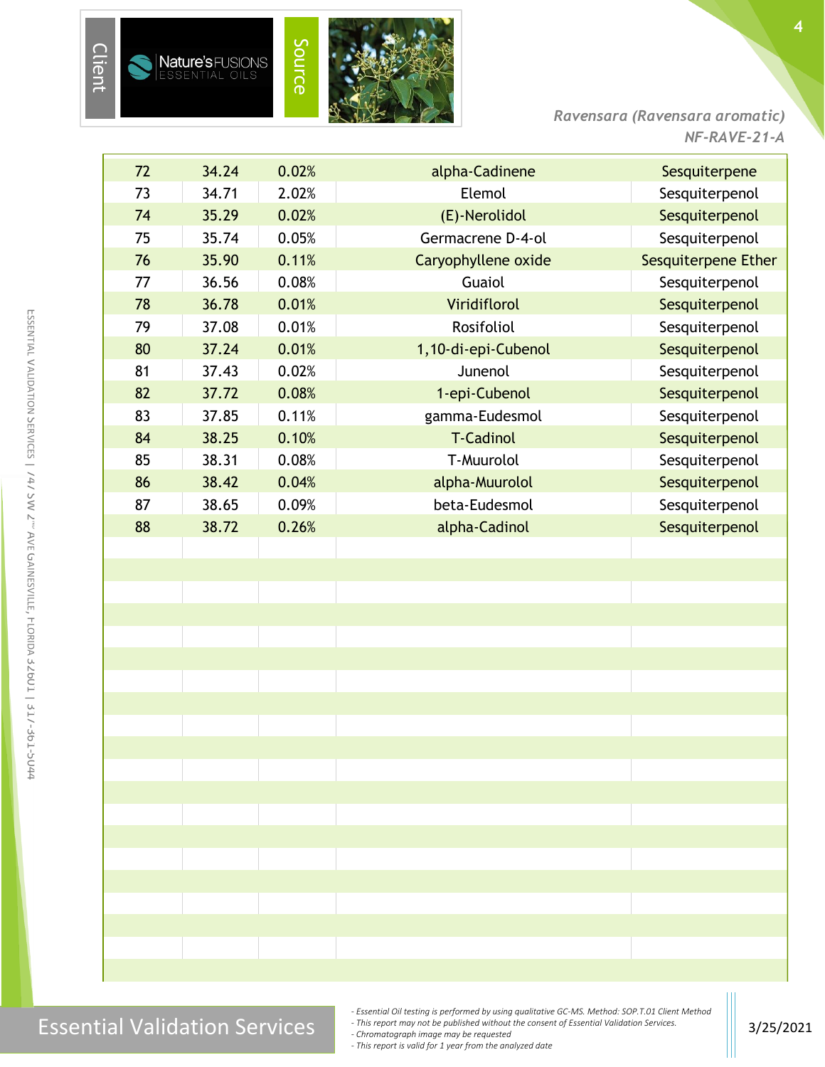Client Nature's FUSIONS ESSENTIAL OILS Source

*Ravensara (Ravensara aromatic)*
*NF-RAVE-21-A*

| | | | | |
|---|---|---|---|---|
| 72 | 34.24 | 0.02% | alpha-Cadinene | Sesquiterpene |
| 73 | 34.71 | 2.02% | Elemol | Sesquiterpenol |
| 74 | 35.29 | 0.02% | (E)-Nerolidol | Sesquiterpenol |
| 75 | 35.74 | 0.05% | Germacrene D-4-ol | Sesquiterpenol |
| 76 | 35.90 | 0.11% | Caryophyllene oxide | Sesquiterpene Ether |
| 77 | 36.56 | 0.08% | Guaiol | Sesquiterpenol |
| 78 | 36.78 | 0.01% | Viridiflorol | Sesquiterpenol |
| 79 | 37.08 | 0.01% | Rosifoliol | Sesquiterpenol |
| 80 | 37.24 | 0.01% | 1,10-di-epi-Cubenol | Sesquiterpenol |
| 81 | 37.43 | 0.02% | Junenol | Sesquiterpenol |
| 82 | 37.72 | 0.08% | 1-epi-Cubenol | Sesquiterpenol |
| 83 | 37.85 | 0.11% | gamma-Eudesmol | Sesquiterpenol |
| 84 | 38.25 | 0.10% | T-Cadinol | Sesquiterpenol |
| 85 | 38.31 | 0.08% | T-Muurolol | Sesquiterpenol |
| 86 | 38.42 | 0.04% | alpha-Muurolol | Sesquiterpenol |
| 87 | 38.65 | 0.09% | beta-Eudesmol | Sesquiterpenol |
| 88 | 38.72 | 0.26% | alpha-Cadinol | Sesquiterpenol |

ESSENTIAL VALIDATION SERVICES | 747 SW 2ND AVE GAINESVILLE, FLORIDA 32601 | 317-361-5044

Essential Validation Services

*- Essential Oil testing is performed by using qualitative GC-MS. Method: SOP.T.01 Client Method*
*- This report may not be published without the consent of Essential Validation Services.*
*- Chromatograph image may be requested*
*- This report is valid for 1 year from the analyzed date*

3/25/2021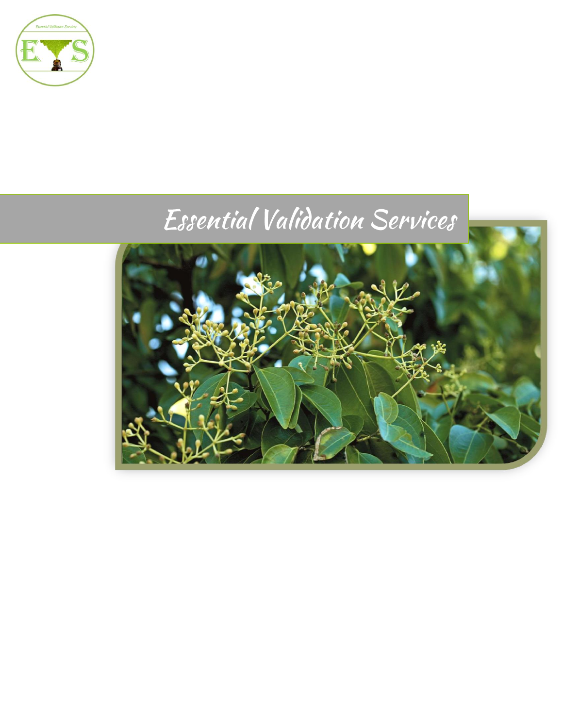# Essential Validation Services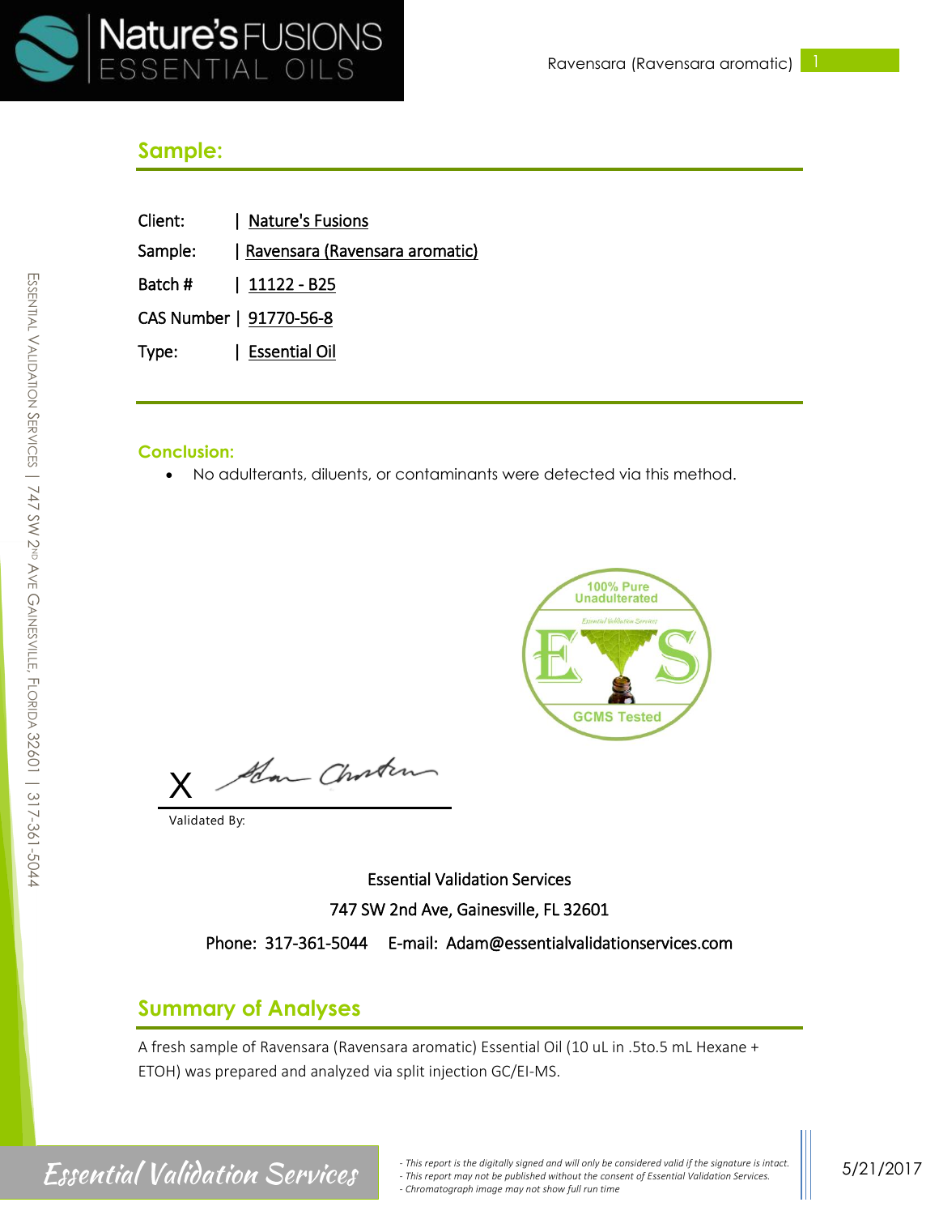## Sample:

Client: | Nature's Fusions

Sample: | Ravensara (Ravensara aromatic)

Batch # | 11122 - B25

CAS Number | 91770-56-8

Type: | Essential Oil

### Conclusion:

- No adulterants, diluents, or contaminants were detected via this method.

100% Pure Unadulterated

Essential Validation Services

GCMS Tested

X

Validated By:

Essential Validation Services

747 SW 2nd Ave, Gainesville, FL 32601

Phone: 317-361-5044 E-mail: Adam@essentialvalidationservices.com

## Summary of Analyses

A fresh sample of Ravensara (Ravensara aromatic) Essential Oil (10 uL in .5to.5 mL Hexane + ETOH) was prepared and analyzed via split injection GC/EI-MS.

*- This report is the digitally signed and will only be considered valid if the signature is intact.*
*- This report may not be published without the consent of Essential Validation Services.*
*- Chromatograph image may not show full run time*

5/21/2017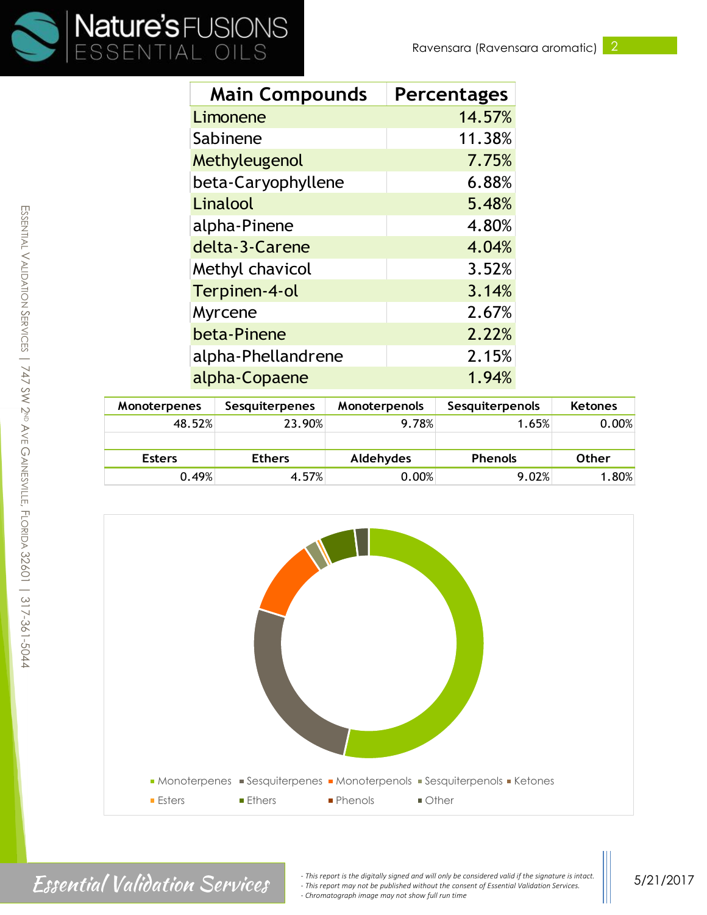| Main Compounds | Percentages |
| --- | --- |
| Limonene | 14.57% |
| Sabinene | 11.38% |
| Methyleugenol | 7.75% |
| beta-Caryophyllene | 6.88% |
| Linalool | 5.48% |
| alpha-Pinene | 4.80% |
| delta-3-Carene | 4.04% |
| Methyl chavicol | 3.52% |
| Terpinen-4-ol | 3.14% |
| Myrcene | 2.67% |
| beta-Pinene | 2.22% |
| alpha-Phellandrene | 2.15% |
| alpha-Copaene | 1.94% |

| Monoterpenes | Sesquiterpenes | Monoterpenols | Sesquiterpenols | Ketones |
| --- | --- | --- | --- | --- |
| 48.52% | 23.90% | 9.78% | 1.65% | 0.00% |

| Esters | Ethers | Aldehydes | Phenols | Other |
| --- | --- | --- | --- | --- |
| 0.49% | 4.57% | 0.00% | 9.02% | 1.80% |

Monoterpenes, Sesquiterpenes, Monoterpenols, Sesquiterpenols, Ketones, Esters, Ethers, Phenols, Other

- *This report is the digitally signed and will only be considered valid if the signature is intact.*
- *This report may not be published without the consent of Essential Validation Services.*
- *Chromatograph image may not show full run time*

5/21/2017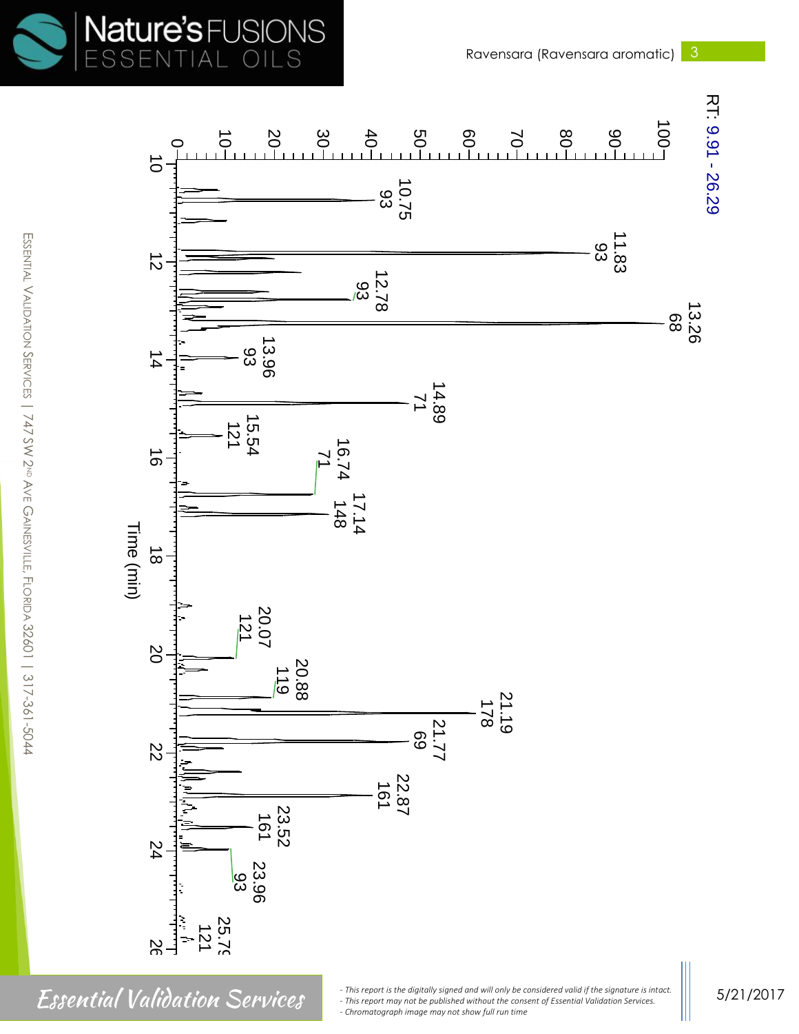RT: 9.91 - 26.29

100
90
80
70
60
50
40
30
20
10
0

10.75
93

11.83
93

12.78
93

13.26
68

13.96
93

14.89
71

15.54
121

16.74
71

17.14
148

20.07
121

20.88
119

21.19
178

21.77
69

22.87
161

23.52
161

23.96
93

25.79
121

10
12
14
16
18
20
22
24
26

Time (min)

- This report is the digitally signed and will only be considered valid if the signature is intact.
- This report may not be published without the consent of Essential Validation Services.
- Chromatograph image may not show full run time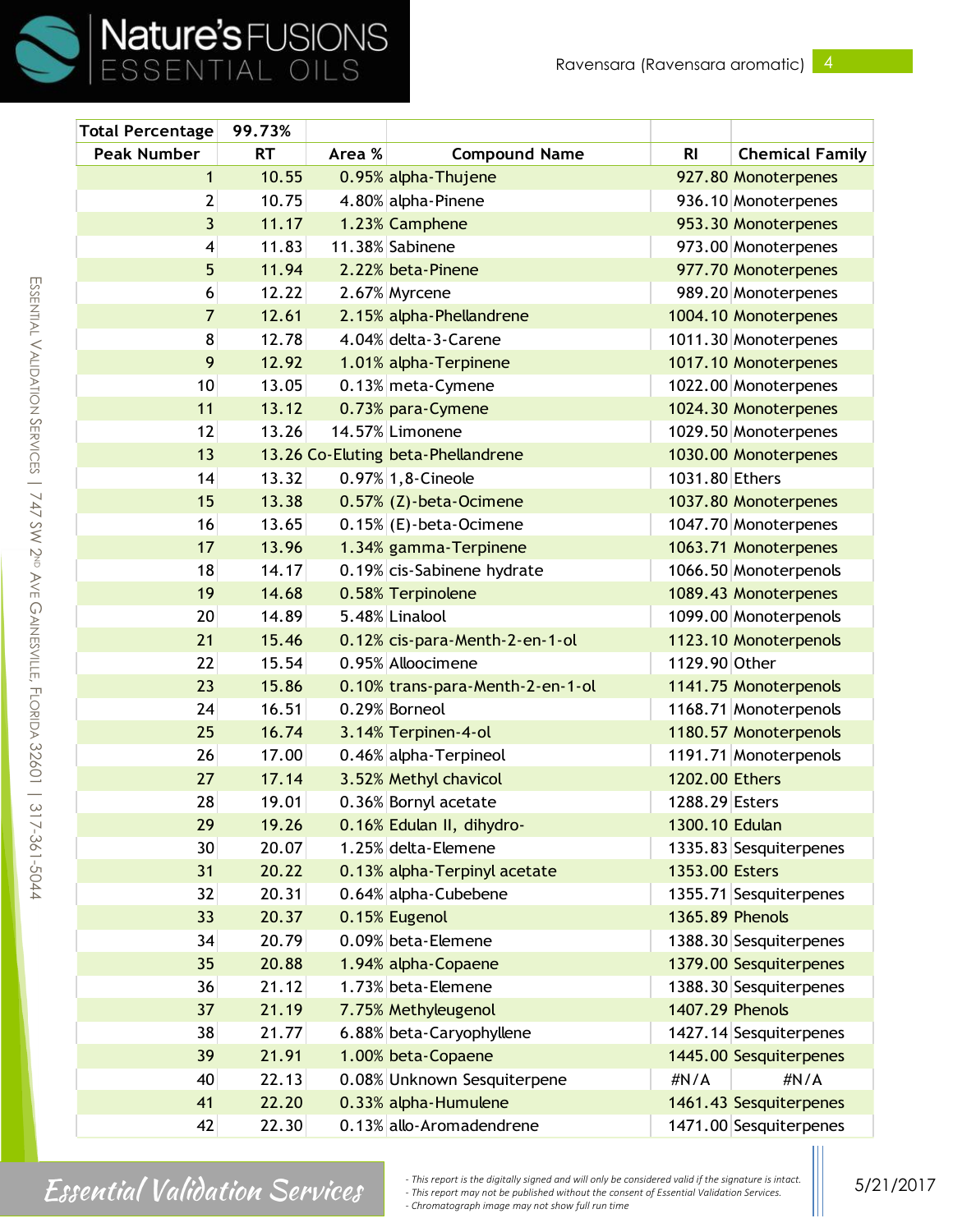| Total Percentage | 99.73% | | | | |
|---|---|---|---|---|---|
| Peak Number | RT | Area % | Compound Name | RI | Chemical Family |
| 1 | 10.55 | 0.95% | alpha-Thujene | 927.80 | Monoterpenes |
| 2 | 10.75 | 4.80% | alpha-Pinene | 936.10 | Monoterpenes |
| 3 | 11.17 | 1.23% | Camphene | 953.30 | Monoterpenes |
| 4 | 11.83 | 11.38% | Sabinene | 973.00 | Monoterpenes |
| 5 | 11.94 | 2.22% | beta-Pinene | 977.70 | Monoterpenes |
| 6 | 12.22 | 2.67% | Myrcene | 989.20 | Monoterpenes |
| 7 | 12.61 | 2.15% | alpha-Phellandrene | 1004.10 | Monoterpenes |
| 8 | 12.78 | 4.04% | delta-3-Carene | 1011.30 | Monoterpenes |
| 9 | 12.92 | 1.01% | alpha-Terpinene | 1017.10 | Monoterpenes |
| 10 | 13.05 | 0.13% | meta-Cymene | 1022.00 | Monoterpenes |
| 11 | 13.12 | 0.73% | para-Cymene | 1024.30 | Monoterpenes |
| 12 | 13.26 | 14.57% | Limonene | 1029.50 | Monoterpenes |
| 13 | 13.26 | Co-Eluting | beta-Phellandrene | 1030.00 | Monoterpenes |
| 14 | 13.32 | 0.97% | 1,8-Cineole | 1031.80 | Ethers |
| 15 | 13.38 | 0.57% | (Z)-beta-Ocimene | 1037.80 | Monoterpenes |
| 16 | 13.65 | 0.15% | (E)-beta-Ocimene | 1047.70 | Monoterpenes |
| 17 | 13.96 | 1.34% | gamma-Terpinene | 1063.71 | Monoterpenes |
| 18 | 14.17 | 0.19% | cis-Sabinene hydrate | 1066.50 | Monoterpenols |
| 19 | 14.68 | 0.58% | Terpinolene | 1089.43 | Monoterpenes |
| 20 | 14.89 | 5.48% | Linalool | 1099.00 | Monoterpenols |
| 21 | 15.46 | 0.12% | cis-para-Menth-2-en-1-ol | 1123.10 | Monoterpenols |
| 22 | 15.54 | 0.95% | Alloocimene | 1129.90 | Other |
| 23 | 15.86 | 0.10% | trans-para-Menth-2-en-1-ol | 1141.75 | Monoterpenols |
| 24 | 16.51 | 0.29% | Borneol | 1168.71 | Monoterpenols |
| 25 | 16.74 | 3.14% | Terpinen-4-ol | 1180.57 | Monoterpenols |
| 26 | 17.00 | 0.46% | alpha-Terpineol | 1191.71 | Monoterpenols |
| 27 | 17.14 | 3.52% | Methyl chavicol | 1202.00 | Ethers |
| 28 | 19.01 | 0.36% | Bornyl acetate | 1288.29 | Esters |
| 29 | 19.26 | 0.16% | Edulan II, dihydro- | 1300.10 | Edulan |
| 30 | 20.07 | 1.25% | delta-Elemene | 1335.83 | Sesquiterpenes |
| 31 | 20.22 | 0.13% | alpha-Terpinyl acetate | 1353.00 | Esters |
| 32 | 20.31 | 0.64% | alpha-Cubebene | 1355.71 | Sesquiterpenes |
| 33 | 20.37 | 0.15% | Eugenol | 1365.89 | Phenols |
| 34 | 20.79 | 0.09% | beta-Elemene | 1388.30 | Sesquiterpenes |
| 35 | 20.88 | 1.94% | alpha-Copaene | 1379.00 | Sesquiterpenes |
| 36 | 21.12 | 1.73% | beta-Elemene | 1388.30 | Sesquiterpenes |
| 37 | 21.19 | 7.75% | Methyleugenol | 1407.29 | Phenols |
| 38 | 21.77 | 6.88% | beta-Caryophyllene | 1427.14 | Sesquiterpenes |
| 39 | 21.91 | 1.00% | beta-Copaene | 1445.00 | Sesquiterpenes |
| 40 | 22.13 | 0.08% | Unknown Sesquiterpene | #N/A | #N/A |
| 41 | 22.20 | 0.33% | alpha-Humulene | 1461.43 | Sesquiterpenes |
| 42 | 22.30 | 0.13% | allo-Aromadendrene | 1471.00 | Sesquiterpenes |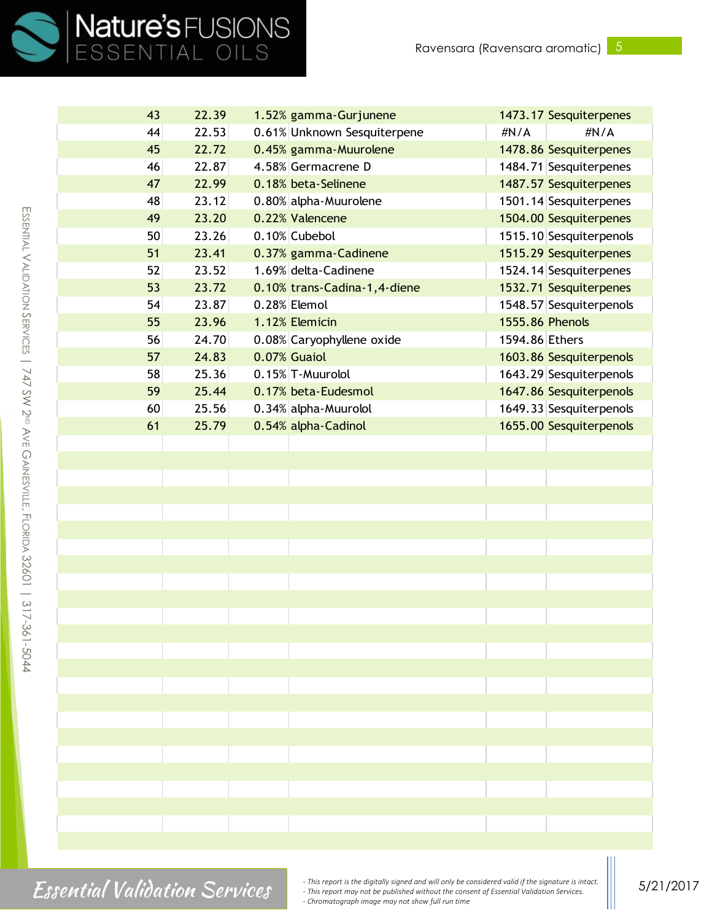| | | | | | |
|---|---|---|---|---|---|
| 43 | 22.39 | 1.52% | gamma-Gurjunene | 1473.17 | Sesquiterpenes |
| 44 | 22.53 | 0.61% | Unknown Sesquiterpene | #N/A | #N/A |
| 45 | 22.72 | 0.45% | gamma-Muurolene | 1478.86 | Sesquiterpenes |
| 46 | 22.87 | 4.58% | Germacrene D | 1484.71 | Sesquiterpenes |
| 47 | 22.99 | 0.18% | beta-Selinene | 1487.57 | Sesquiterpenes |
| 48 | 23.12 | 0.80% | alpha-Muurolene | 1501.14 | Sesquiterpenes |
| 49 | 23.20 | 0.22% | Valencene | 1504.00 | Sesquiterpenes |
| 50 | 23.26 | 0.10% | Cubebol | 1515.10 | Sesquiterpenols |
| 51 | 23.41 | 0.37% | gamma-Cadinene | 1515.29 | Sesquiterpenes |
| 52 | 23.52 | 1.69% | delta-Cadinene | 1524.14 | Sesquiterpenes |
| 53 | 23.72 | 0.10% | trans-Cadina-1,4-diene | 1532.71 | Sesquiterpenes |
| 54 | 23.87 | 0.28% | Elemol | 1548.57 | Sesquiterpenols |
| 55 | 23.96 | 1.12% | Elemicin | 1555.86 | Phenols |
| 56 | 24.70 | 0.08% | Caryophyllene oxide | 1594.86 | Ethers |
| 57 | 24.83 | 0.07% | Guaiol | 1603.86 | Sesquiterpenols |
| 58 | 25.36 | 0.15% | T-Muurolol | 1643.29 | Sesquiterpenols |
| 59 | 25.44 | 0.17% | beta-Eudesmol | 1647.86 | Sesquiterpenols |
| 60 | 25.56 | 0.34% | alpha-Muurolol | 1649.33 | Sesquiterpenols |
| 61 | 25.79 | 0.54% | alpha-Cadinol | 1655.00 | Sesquiterpenols |

- *This report is the digitally signed and will only be considered valid if the signature is intact.*
- *This report may not be published without the consent of Essential Validation Services.*
- *Chromatograph image may not show full run time*

5/21/2017